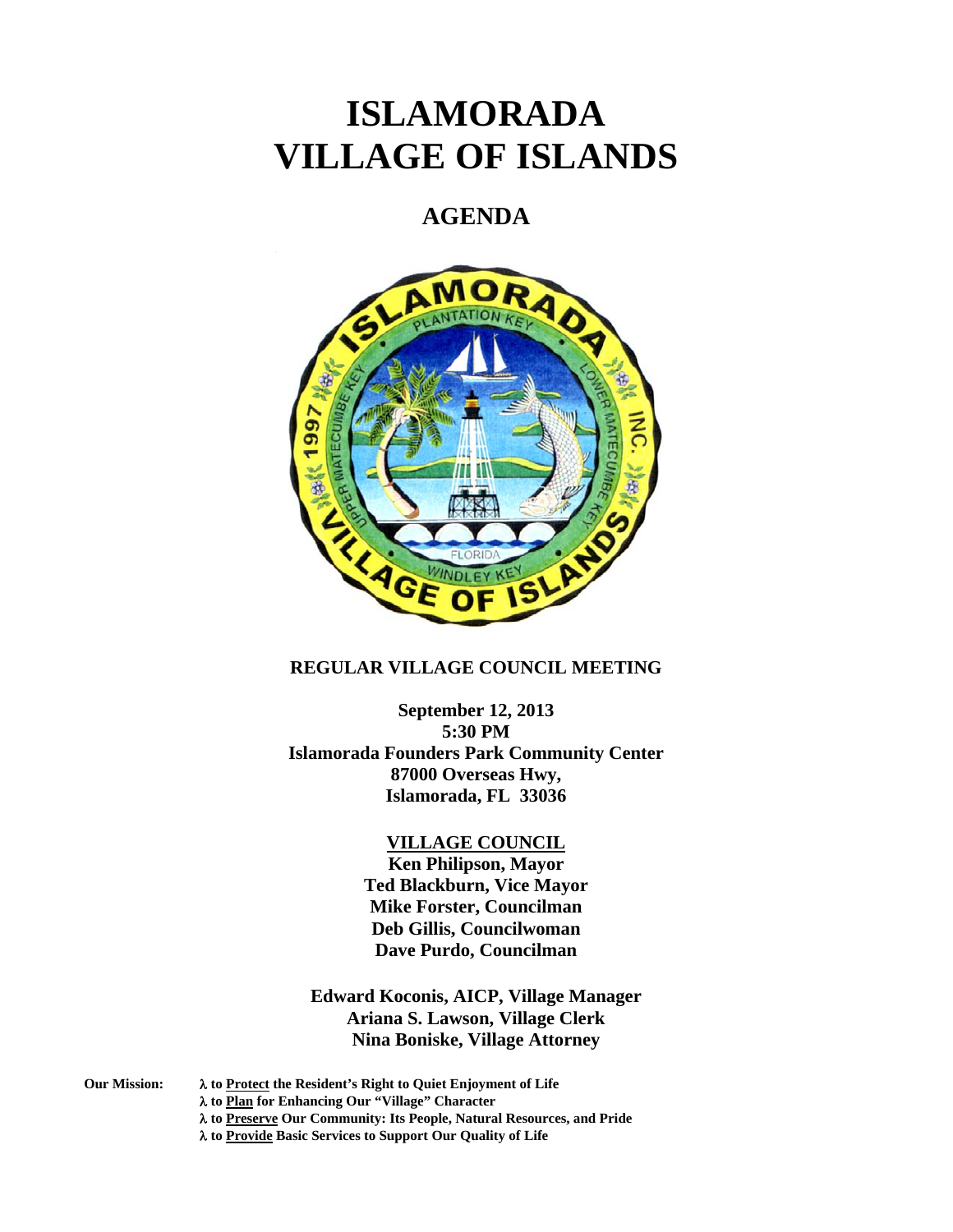# ISLAMORADA
# VILLAGE OF ISLANDS

## AGENDA

**REGULAR VILLAGE COUNCIL MEETING**

**September 12, 2013**
**5:30 PM**
**Islamorada Founders Park Community Center**
**87000 Overseas Hwy,**
**Islamorada, FL 33036**

**VILLAGE COUNCIL**
**Ken Philipson, Mayor**
**Ted Blackburn, Vice Mayor**
**Mike Forster, Councilman**
**Deb Gillis, Councilwoman**
**Dave Purdo, Councilman**

**Edward Koconis, AICP, Village Manager**
**Ariana S. Lawson, Village Clerk**
**Nina Boniske, Village Attorney**

**Our Mission:**

- **to Protect the Resident's Right to Quiet Enjoyment of Life**
- **to Plan for Enhancing Our "Village" Character**
- **to Preserve Our Community: Its People, Natural Resources, and Pride**
- **to Provide Basic Services to Support Our Quality of Life**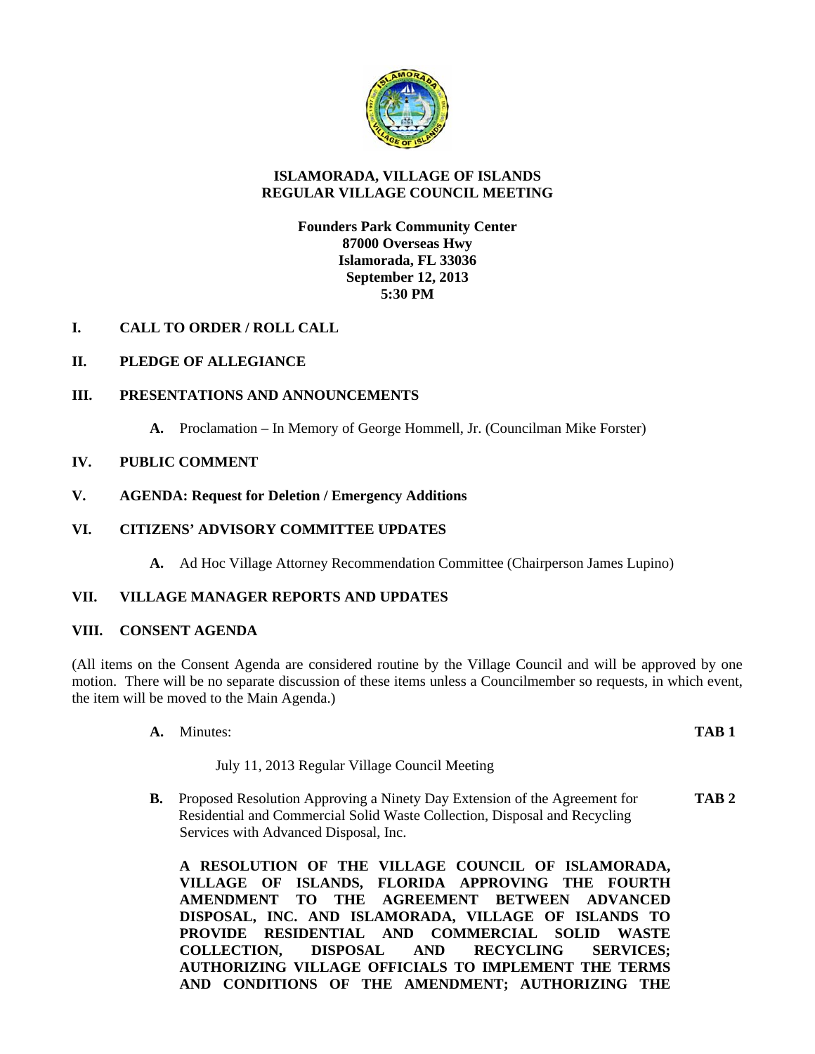**ISLAMORADA, VILLAGE OF ISLANDS**
**REGULAR VILLAGE COUNCIL MEETING**

**Founders Park Community Center**
**87000 Overseas Hwy**
**Islamorada, FL 33036**
**September 12, 2013**
**5:30 PM**

## I. CALL TO ORDER / ROLL CALL

## II. PLEDGE OF ALLEGIANCE

## III. PRESENTATIONS AND ANNOUNCEMENTS

**A.** Proclamation – In Memory of George Hommell, Jr. (Councilman Mike Forster)

## IV. PUBLIC COMMENT

## V. AGENDA: Request for Deletion / Emergency Additions

## VI. CITIZENS' ADVISORY COMMITTEE UPDATES

**A.** Ad Hoc Village Attorney Recommendation Committee (Chairperson James Lupino)

## VII. VILLAGE MANAGER REPORTS AND UPDATES

## VIII. CONSENT AGENDA

(All items on the Consent Agenda are considered routine by the Village Council and will be approved by one motion. There will be no separate discussion of these items unless a Councilmember so requests, in which event, the item will be moved to the Main Agenda.)

**A.** Minutes: **TAB 1**

July 11, 2013 Regular Village Council Meeting

**B.** Proposed Resolution Approving a Ninety Day Extension of the Agreement for Residential and Commercial Solid Waste Collection, Disposal and Recycling Services with Advanced Disposal, Inc. **TAB 2**

**A RESOLUTION OF THE VILLAGE COUNCIL OF ISLAMORADA, VILLAGE OF ISLANDS, FLORIDA APPROVING THE FOURTH AMENDMENT TO THE AGREEMENT BETWEEN ADVANCED DISPOSAL, INC. AND ISLAMORADA, VILLAGE OF ISLANDS TO PROVIDE RESIDENTIAL AND COMMERCIAL SOLID WASTE COLLECTION, DISPOSAL AND RECYCLING SERVICES; AUTHORIZING VILLAGE OFFICIALS TO IMPLEMENT THE TERMS AND CONDITIONS OF THE AMENDMENT; AUTHORIZING THE**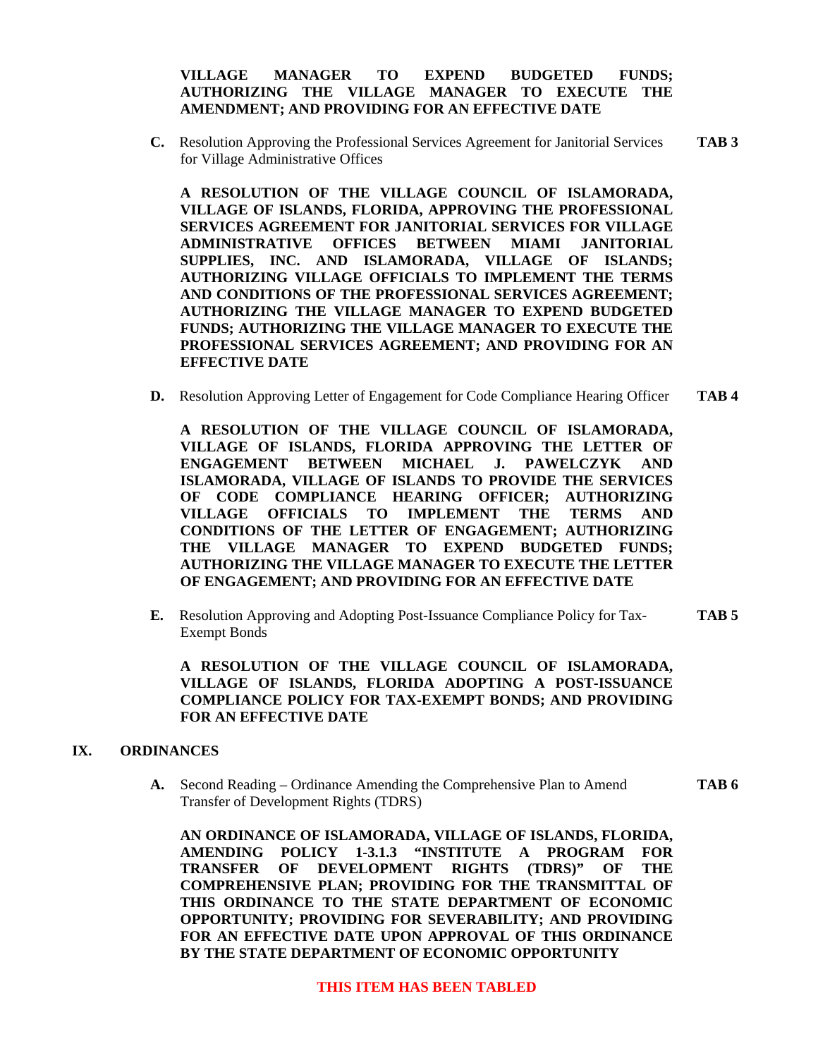**VILLAGE MANAGER TO EXPEND BUDGETED FUNDS; AUTHORIZING THE VILLAGE MANAGER TO EXECUTE THE AMENDMENT; AND PROVIDING FOR AN EFFECTIVE DATE**

**C.** Resolution Approving the Professional Services Agreement for Janitorial Services for Village Administrative Offices **TAB 3**

**A RESOLUTION OF THE VILLAGE COUNCIL OF ISLAMORADA, VILLAGE OF ISLANDS, FLORIDA, APPROVING THE PROFESSIONAL SERVICES AGREEMENT FOR JANITORIAL SERVICES FOR VILLAGE ADMINISTRATIVE OFFICES BETWEEN MIAMI JANITORIAL SUPPLIES, INC. AND ISLAMORADA, VILLAGE OF ISLANDS; AUTHORIZING VILLAGE OFFICIALS TO IMPLEMENT THE TERMS AND CONDITIONS OF THE PROFESSIONAL SERVICES AGREEMENT; AUTHORIZING THE VILLAGE MANAGER TO EXPEND BUDGETED FUNDS; AUTHORIZING THE VILLAGE MANAGER TO EXECUTE THE PROFESSIONAL SERVICES AGREEMENT; AND PROVIDING FOR AN EFFECTIVE DATE**

**D.** Resolution Approving Letter of Engagement for Code Compliance Hearing Officer **TAB 4**

**A RESOLUTION OF THE VILLAGE COUNCIL OF ISLAMORADA, VILLAGE OF ISLANDS, FLORIDA APPROVING THE LETTER OF ENGAGEMENT BETWEEN MICHAEL J. PAWELCZYK AND ISLAMORADA, VILLAGE OF ISLANDS TO PROVIDE THE SERVICES OF CODE COMPLIANCE HEARING OFFICER; AUTHORIZING VILLAGE OFFICIALS TO IMPLEMENT THE TERMS AND CONDITIONS OF THE LETTER OF ENGAGEMENT; AUTHORIZING THE VILLAGE MANAGER TO EXPEND BUDGETED FUNDS; AUTHORIZING THE VILLAGE MANAGER TO EXECUTE THE LETTER OF ENGAGEMENT; AND PROVIDING FOR AN EFFECTIVE DATE**

**E.** Resolution Approving and Adopting Post-Issuance Compliance Policy for Tax-Exempt Bonds **TAB 5**

**A RESOLUTION OF THE VILLAGE COUNCIL OF ISLAMORADA, VILLAGE OF ISLANDS, FLORIDA ADOPTING A POST-ISSUANCE COMPLIANCE POLICY FOR TAX-EXEMPT BONDS; AND PROVIDING FOR AN EFFECTIVE DATE**

## IX. ORDINANCES

**A.** Second Reading – Ordinance Amending the Comprehensive Plan to Amend Transfer of Development Rights (TDRS) **TAB 6**

**AN ORDINANCE OF ISLAMORADA, VILLAGE OF ISLANDS, FLORIDA, AMENDING POLICY 1-3.1.3 "INSTITUTE A PROGRAM FOR TRANSFER OF DEVELOPMENT RIGHTS (TDRS)" OF THE COMPREHENSIVE PLAN; PROVIDING FOR THE TRANSMITTAL OF THIS ORDINANCE TO THE STATE DEPARTMENT OF ECONOMIC OPPORTUNITY; PROVIDING FOR SEVERABILITY; AND PROVIDING FOR AN EFFECTIVE DATE UPON APPROVAL OF THIS ORDINANCE BY THE STATE DEPARTMENT OF ECONOMIC OPPORTUNITY**

**THIS ITEM HAS BEEN TABLED**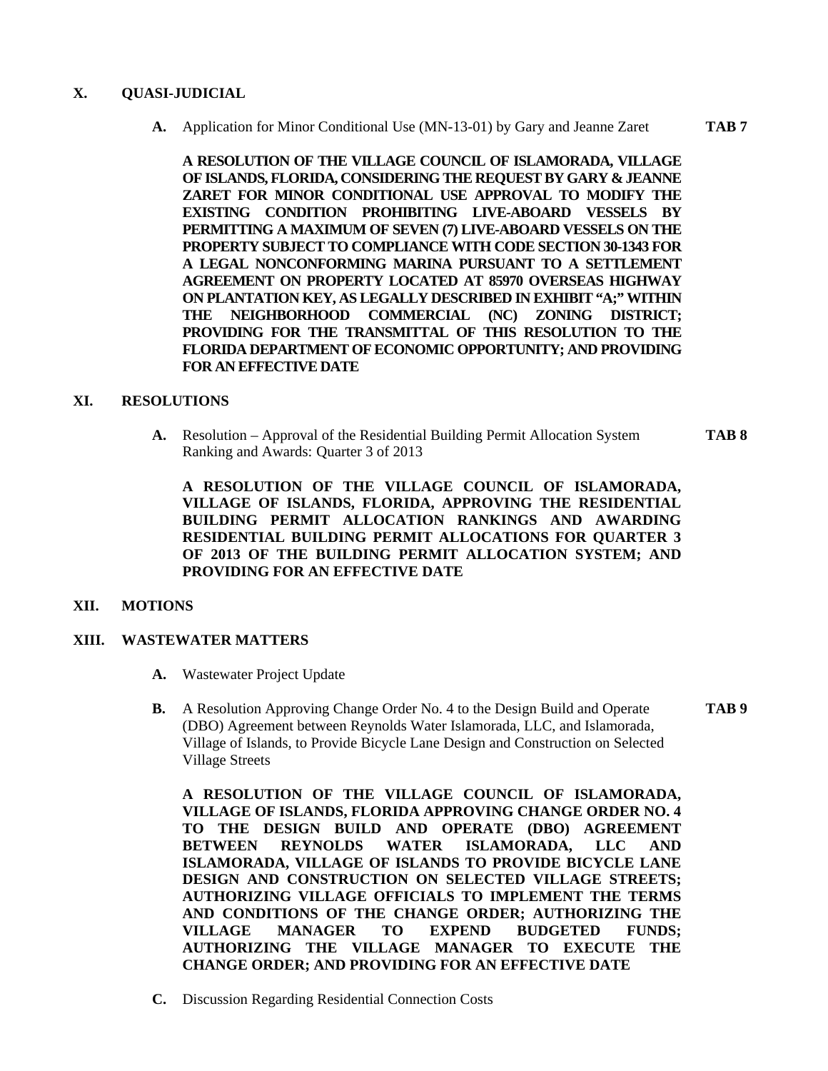## X. QUASI-JUDICIAL

**A.** Application for Minor Conditional Use (MN-13-01) by Gary and Jeanne Zaret **TAB 7**

**A RESOLUTION OF THE VILLAGE COUNCIL OF ISLAMORADA, VILLAGE OF ISLANDS, FLORIDA, CONSIDERING THE REQUEST BY GARY & JEANNE ZARET FOR MINOR CONDITIONAL USE APPROVAL TO MODIFY THE EXISTING CONDITION PROHIBITING LIVE-ABOARD VESSELS BY PERMITTING A MAXIMUM OF SEVEN (7) LIVE-ABOARD VESSELS ON THE PROPERTY SUBJECT TO COMPLIANCE WITH CODE SECTION 30-1343 FOR A LEGAL NONCONFORMING MARINA PURSUANT TO A SETTLEMENT AGREEMENT ON PROPERTY LOCATED AT 85970 OVERSEAS HIGHWAY ON PLANTATION KEY, AS LEGALLY DESCRIBED IN EXHIBIT "A;" WITHIN THE NEIGHBORHOOD COMMERCIAL (NC) ZONING DISTRICT; PROVIDING FOR THE TRANSMITTAL OF THIS RESOLUTION TO THE FLORIDA DEPARTMENT OF ECONOMIC OPPORTUNITY; AND PROVIDING FOR AN EFFECTIVE DATE**

## XI. RESOLUTIONS

**A.** Resolution – Approval of the Residential Building Permit Allocation System Ranking and Awards: Quarter 3 of 2013 **TAB 8**

**A RESOLUTION OF THE VILLAGE COUNCIL OF ISLAMORADA, VILLAGE OF ISLANDS, FLORIDA, APPROVING THE RESIDENTIAL BUILDING PERMIT ALLOCATION RANKINGS AND AWARDING RESIDENTIAL BUILDING PERMIT ALLOCATIONS FOR QUARTER 3 OF 2013 OF THE BUILDING PERMIT ALLOCATION SYSTEM; AND PROVIDING FOR AN EFFECTIVE DATE**

## XII. MOTIONS

## XIII. WASTEWATER MATTERS

**A.** Wastewater Project Update

**B.** A Resolution Approving Change Order No. 4 to the Design Build and Operate (DBO) Agreement between Reynolds Water Islamorada, LLC, and Islamorada, Village of Islands, to Provide Bicycle Lane Design and Construction on Selected Village Streets **TAB 9**

**A RESOLUTION OF THE VILLAGE COUNCIL OF ISLAMORADA, VILLAGE OF ISLANDS, FLORIDA APPROVING CHANGE ORDER NO. 4 TO THE DESIGN BUILD AND OPERATE (DBO) AGREEMENT BETWEEN REYNOLDS WATER ISLAMORADA, LLC AND ISLAMORADA, VILLAGE OF ISLANDS TO PROVIDE BICYCLE LANE DESIGN AND CONSTRUCTION ON SELECTED VILLAGE STREETS; AUTHORIZING VILLAGE OFFICIALS TO IMPLEMENT THE TERMS AND CONDITIONS OF THE CHANGE ORDER; AUTHORIZING THE VILLAGE MANAGER TO EXPEND BUDGETED FUNDS; AUTHORIZING THE VILLAGE MANAGER TO EXECUTE THE CHANGE ORDER; AND PROVIDING FOR AN EFFECTIVE DATE**

**C.** Discussion Regarding Residential Connection Costs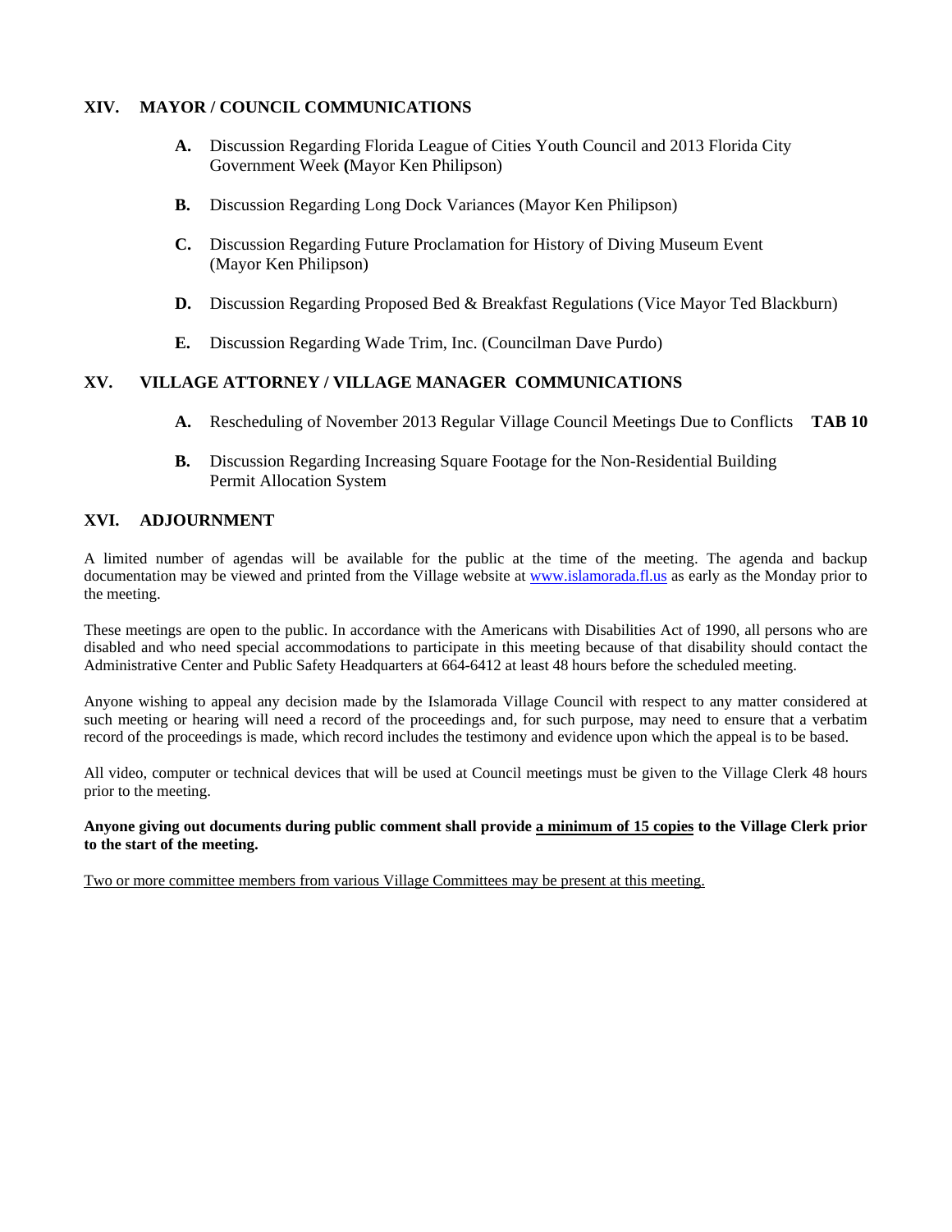## XIV. MAYOR / COUNCIL COMMUNICATIONS

**A.** Discussion Regarding Florida League of Cities Youth Council and 2013 Florida City Government Week **(**Mayor Ken Philipson)

**B.** Discussion Regarding Long Dock Variances (Mayor Ken Philipson)

**C.** Discussion Regarding Future Proclamation for History of Diving Museum Event (Mayor Ken Philipson)

**D.** Discussion Regarding Proposed Bed & Breakfast Regulations (Vice Mayor Ted Blackburn)

**E.** Discussion Regarding Wade Trim, Inc. (Councilman Dave Purdo)

## XV. VILLAGE ATTORNEY / VILLAGE MANAGER COMMUNICATIONS

**A.** Rescheduling of November 2013 Regular Village Council Meetings Due to Conflicts **TAB 10**

**B.** Discussion Regarding Increasing Square Footage for the Non-Residential Building Permit Allocation System

## XVI. ADJOURNMENT

A limited number of agendas will be available for the public at the time of the meeting. The agenda and backup documentation may be viewed and printed from the Village website at www.islamorada.fl.us as early as the Monday prior to the meeting.

These meetings are open to the public. In accordance with the Americans with Disabilities Act of 1990, all persons who are disabled and who need special accommodations to participate in this meeting because of that disability should contact the Administrative Center and Public Safety Headquarters at 664-6412 at least 48 hours before the scheduled meeting.

Anyone wishing to appeal any decision made by the Islamorada Village Council with respect to any matter considered at such meeting or hearing will need a record of the proceedings and, for such purpose, may need to ensure that a verbatim record of the proceedings is made, which record includes the testimony and evidence upon which the appeal is to be based.

All video, computer or technical devices that will be used at Council meetings must be given to the Village Clerk 48 hours prior to the meeting.

**Anyone giving out documents during public comment shall provide <u>a minimum of 15 copies</u> to the Village Clerk prior to the start of the meeting.**

<u>Two or more committee members from various Village Committees may be present at this meeting.</u>